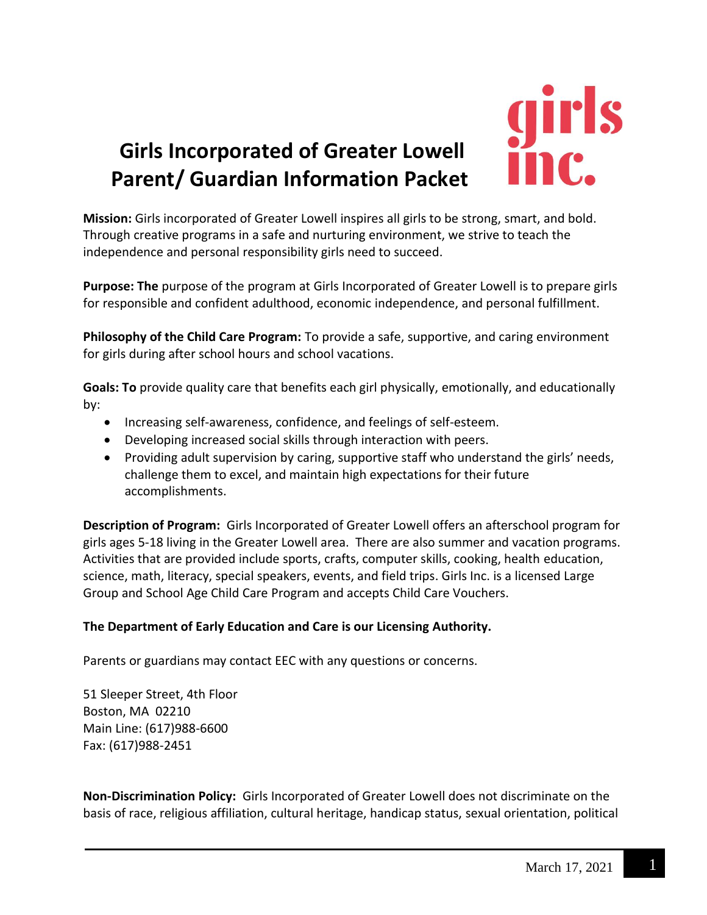# Girls Incorporated of Greater Lowell Parent/ Guardian Information Packet

**Mission:** Girls incorporated of Greater Lowell inspires all girls to be strong, smart, and bold. Through creative programs in a safe and nurturing environment, we strive to teach the independence and personal responsibility girls need to succeed.

**Purpose: The** purpose of the program at Girls Incorporated of Greater Lowell is to prepare girls for responsible and confident adulthood, economic independence, and personal fulfillment.

**Philosophy of the Child Care Program:** To provide a safe, supportive, and caring environment for girls during after school hours and school vacations.

**Goals: To** provide quality care that benefits each girl physically, emotionally, and educationally by:

- Increasing self-awareness, confidence, and feelings of self-esteem.
- Developing increased social skills through interaction with peers.
- Providing adult supervision by caring, supportive staff who understand the girls' needs, challenge them to excel, and maintain high expectations for their future accomplishments.

**Description of Program:** Girls Incorporated of Greater Lowell offers an afterschool program for girls ages 5-18 living in the Greater Lowell area. There are also summer and vacation programs. Activities that are provided include sports, crafts, computer skills, cooking, health education, science, math, literacy, special speakers, events, and field trips. Girls Inc. is a licensed Large Group and School Age Child Care Program and accepts Child Care Vouchers.

**The Department of Early Education and Care is our Licensing Authority.**

Parents or guardians may contact EEC with any questions or concerns.

51 Sleeper Street, 4th Floor
Boston, MA 02210
Main Line: (617)988-6600
Fax: (617)988-2451

**Non-Discrimination Policy:** Girls Incorporated of Greater Lowell does not discriminate on the basis of race, religious affiliation, cultural heritage, handicap status, sexual orientation, political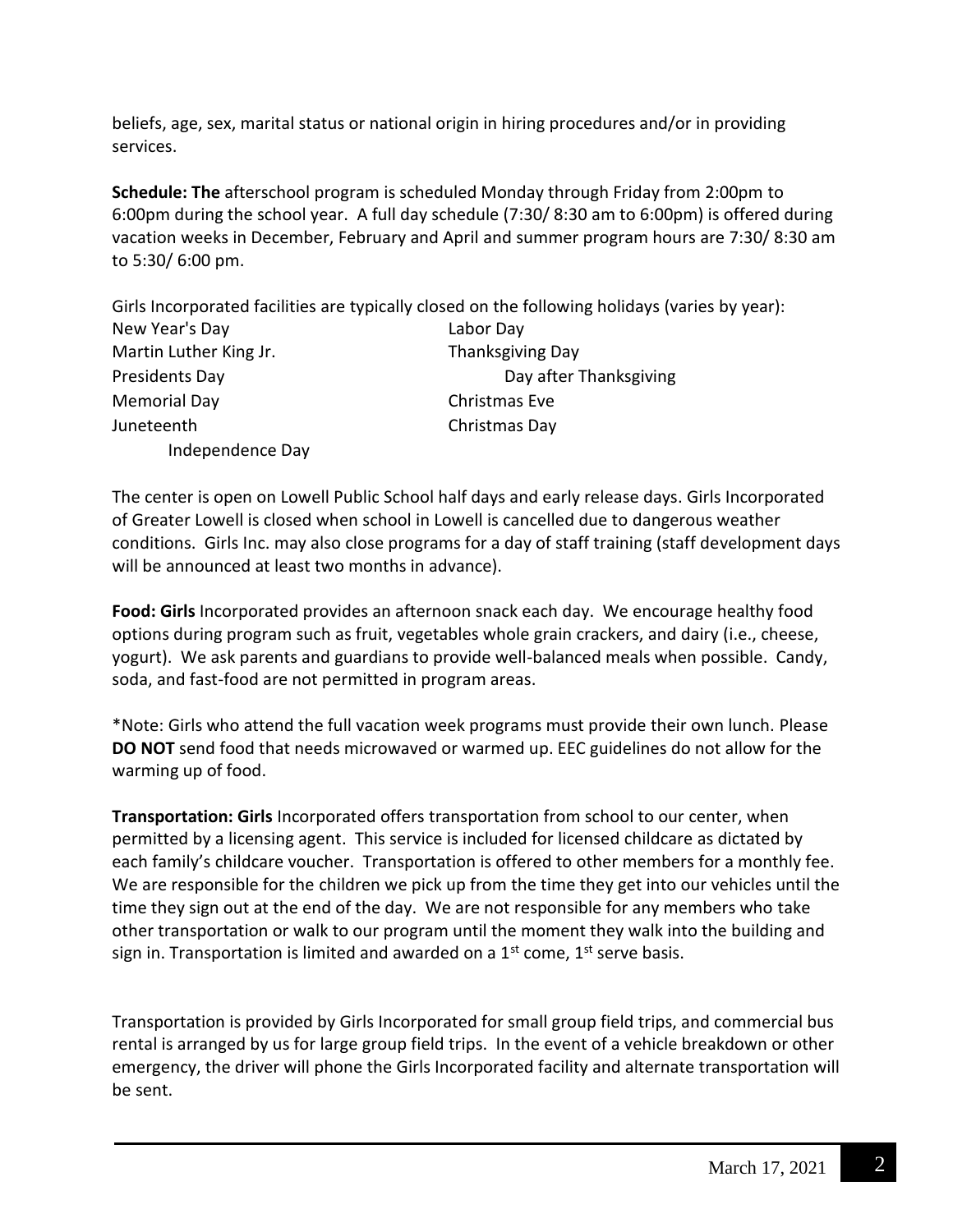beliefs, age, sex, marital status or national origin in hiring procedures and/or in providing services.

**Schedule: The** afterschool program is scheduled Monday through Friday from 2:00pm to 6:00pm during the school year. A full day schedule (7:30/ 8:30 am to 6:00pm) is offered during vacation weeks in December, February and April and summer program hours are 7:30/ 8:30 am to 5:30/ 6:00 pm.

Girls Incorporated facilities are typically closed on the following holidays (varies by year):

- New Year's Day
- Martin Luther King Jr.
- Presidents Day
- Memorial Day
- Juneteenth
- Independence Day
- Labor Day
- Thanksgiving Day
- Day after Thanksgiving
- Christmas Eve
- Christmas Day

The center is open on Lowell Public School half days and early release days. Girls Incorporated of Greater Lowell is closed when school in Lowell is cancelled due to dangerous weather conditions. Girls Inc. may also close programs for a day of staff training (staff development days will be announced at least two months in advance).

**Food: Girls** Incorporated provides an afternoon snack each day. We encourage healthy food options during program such as fruit, vegetables whole grain crackers, and dairy (i.e., cheese, yogurt). We ask parents and guardians to provide well-balanced meals when possible. Candy, soda, and fast-food are not permitted in program areas.

*Note: Girls who attend the full vacation week programs must provide their own lunch. Please **DO NOT** send food that needs microwaved or warmed up. EEC guidelines do not allow for the warming up of food.

**Transportation: Girls** Incorporated offers transportation from school to our center, when permitted by a licensing agent. This service is included for licensed childcare as dictated by each family's childcare voucher. Transportation is offered to other members for a monthly fee. We are responsible for the children we pick up from the time they get into our vehicles until the time they sign out at the end of the day. We are not responsible for any members who take other transportation or walk to our program until the moment they walk into the building and sign in. Transportation is limited and awarded on a 1st come, 1st serve basis.

Transportation is provided by Girls Incorporated for small group field trips, and commercial bus rental is arranged by us for large group field trips. In the event of a vehicle breakdown or other emergency, the driver will phone the Girls Incorporated facility and alternate transportation will be sent.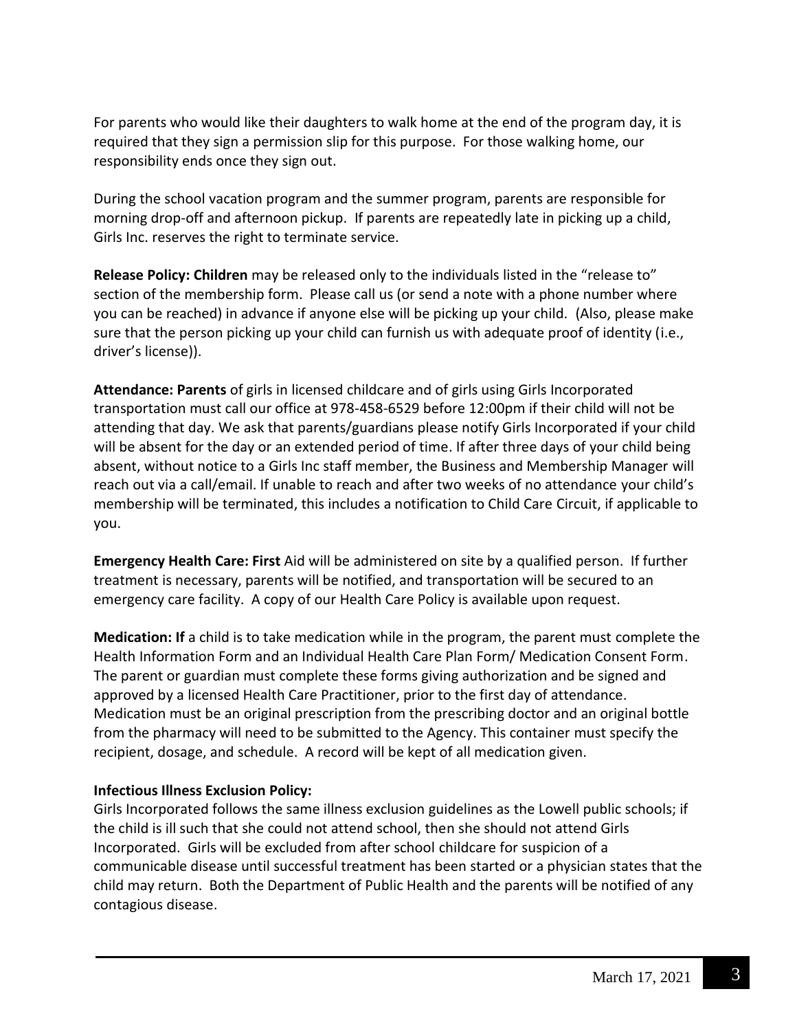For parents who would like their daughters to walk home at the end of the program day, it is required that they sign a permission slip for this purpose. For those walking home, our responsibility ends once they sign out.

During the school vacation program and the summer program, parents are responsible for morning drop-off and afternoon pickup. If parents are repeatedly late in picking up a child, Girls Inc. reserves the right to terminate service.

**Release Policy: Children** may be released only to the individuals listed in the "release to" section of the membership form. Please call us (or send a note with a phone number where you can be reached) in advance if anyone else will be picking up your child. (Also, please make sure that the person picking up your child can furnish us with adequate proof of identity (i.e., driver's license)).

**Attendance: Parents** of girls in licensed childcare and of girls using Girls Incorporated transportation must call our office at 978-458-6529 before 12:00pm if their child will not be attending that day. We ask that parents/guardians please notify Girls Incorporated if your child will be absent for the day or an extended period of time. If after three days of your child being absent, without notice to a Girls Inc staff member, the Business and Membership Manager will reach out via a call/email. If unable to reach and after two weeks of no attendance your child's membership will be terminated, this includes a notification to Child Care Circuit, if applicable to you.

**Emergency Health Care: First** Aid will be administered on site by a qualified person. If further treatment is necessary, parents will be notified, and transportation will be secured to an emergency care facility. A copy of our Health Care Policy is available upon request.

**Medication: If** a child is to take medication while in the program, the parent must complete the Health Information Form and an Individual Health Care Plan Form/ Medication Consent Form. The parent or guardian must complete these forms giving authorization and be signed and approved by a licensed Health Care Practitioner, prior to the first day of attendance. Medication must be an original prescription from the prescribing doctor and an original bottle from the pharmacy will need to be submitted to the Agency. This container must specify the recipient, dosage, and schedule. A record will be kept of all medication given.

**Infectious Illness Exclusion Policy:**

Girls Incorporated follows the same illness exclusion guidelines as the Lowell public schools; if the child is ill such that she could not attend school, then she should not attend Girls Incorporated. Girls will be excluded from after school childcare for suspicion of a communicable disease until successful treatment has been started or a physician states that the child may return. Both the Department of Public Health and the parents will be notified of any contagious disease.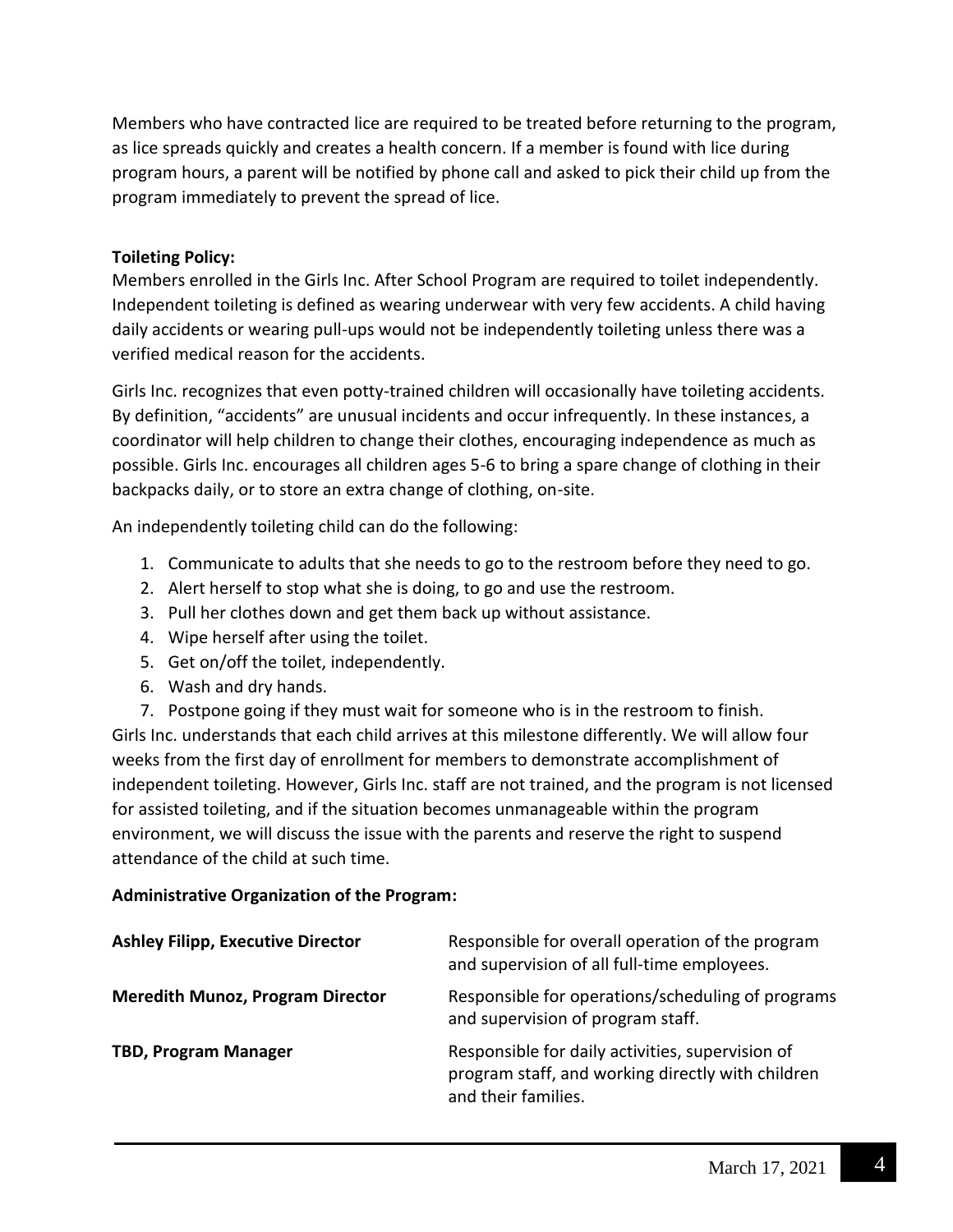Members who have contracted lice are required to be treated before returning to the program, as lice spreads quickly and creates a health concern. If a member is found with lice during program hours, a parent will be notified by phone call and asked to pick their child up from the program immediately to prevent the spread of lice.

**Toileting Policy:**

Members enrolled in the Girls Inc. After School Program are required to toilet independently. Independent toileting is defined as wearing underwear with very few accidents. A child having daily accidents or wearing pull-ups would not be independently toileting unless there was a verified medical reason for the accidents.

Girls Inc. recognizes that even potty-trained children will occasionally have toileting accidents. By definition, "accidents" are unusual incidents and occur infrequently. In these instances, a coordinator will help children to change their clothes, encouraging independence as much as possible. Girls Inc. encourages all children ages 5-6 to bring a spare change of clothing in their backpacks daily, or to store an extra change of clothing, on-site.

An independently toileting child can do the following:

1. Communicate to adults that she needs to go to the restroom before they need to go.
2. Alert herself to stop what she is doing, to go and use the restroom.
3. Pull her clothes down and get them back up without assistance.
4. Wipe herself after using the toilet.
5. Get on/off the toilet, independently.
6. Wash and dry hands.
7. Postpone going if they must wait for someone who is in the restroom to finish.

Girls Inc. understands that each child arrives at this milestone differently. We will allow four weeks from the first day of enrollment for members to demonstrate accomplishment of independent toileting. However, Girls Inc. staff are not trained, and the program is not licensed for assisted toileting, and if the situation becomes unmanageable within the program environment, we will discuss the issue with the parents and reserve the right to suspend attendance of the child at such time.

**Administrative Organization of the Program:**

| | |
|---|---|
| **Ashley Filipp, Executive Director** | Responsible for overall operation of the program and supervision of all full-time employees. |
| **Meredith Munoz, Program Director** | Responsible for operations/scheduling of programs and supervision of program staff. |
| **TBD, Program Manager** | Responsible for daily activities, supervision of program staff, and working directly with children and their families. |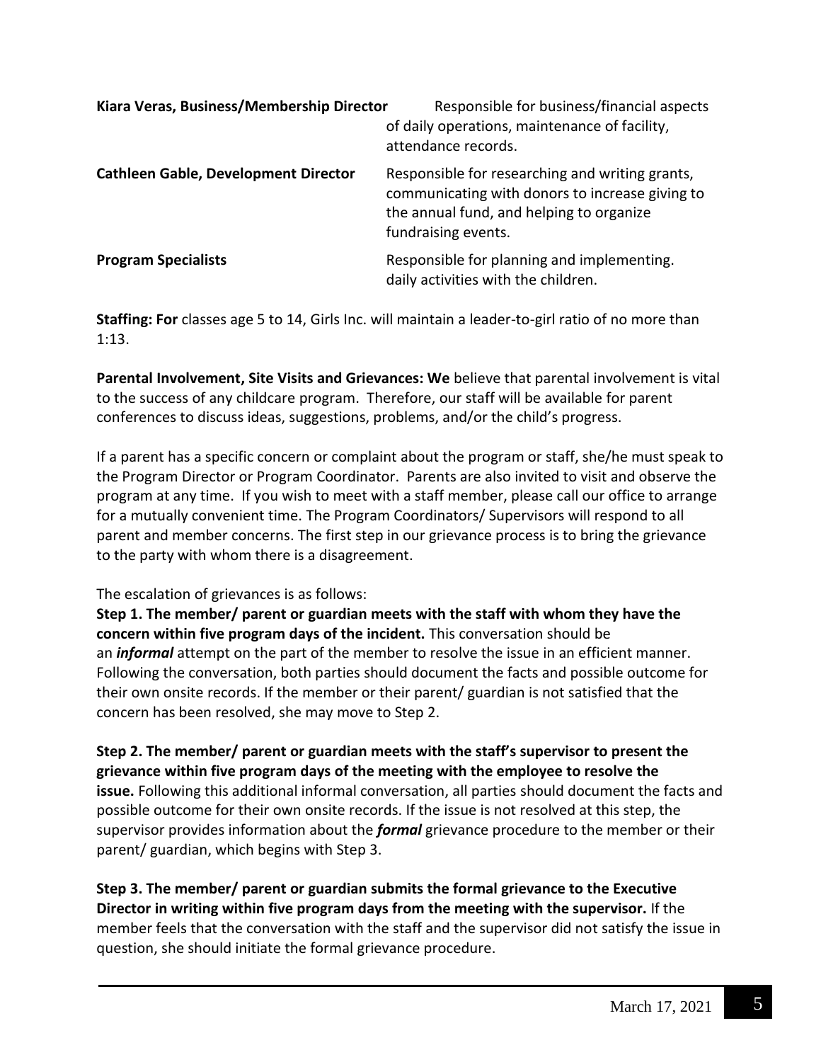**Kiara Veras, Business/Membership Director** Responsible for business/financial aspects of daily operations, maintenance of facility, attendance records.

**Cathleen Gable, Development Director** Responsible for researching and writing grants, communicating with donors to increase giving to the annual fund, and helping to organize fundraising events.

**Program Specialists** Responsible for planning and implementing. daily activities with the children.

**Staffing: For** classes age 5 to 14, Girls Inc. will maintain a leader-to-girl ratio of no more than 1:13.

**Parental Involvement, Site Visits and Grievances: We** believe that parental involvement is vital to the success of any childcare program. Therefore, our staff will be available for parent conferences to discuss ideas, suggestions, problems, and/or the child's progress.

If a parent has a specific concern or complaint about the program or staff, she/he must speak to the Program Director or Program Coordinator. Parents are also invited to visit and observe the program at any time. If you wish to meet with a staff member, please call our office to arrange for a mutually convenient time. The Program Coordinators/ Supervisors will respond to all parent and member concerns. The first step in our grievance process is to bring the grievance to the party with whom there is a disagreement.

The escalation of grievances is as follows:

**Step 1. The member/ parent or guardian meets with the staff with whom they have the concern within five program days of the incident.** This conversation should be an ***informal*** attempt on the part of the member to resolve the issue in an efficient manner. Following the conversation, both parties should document the facts and possible outcome for their own onsite records. If the member or their parent/ guardian is not satisfied that the concern has been resolved, she may move to Step 2.

**Step 2. The member/ parent or guardian meets with the staff's supervisor to present the grievance within five program days of the meeting with the employee to resolve the issue.** Following this additional informal conversation, all parties should document the facts and possible outcome for their own onsite records. If the issue is not resolved at this step, the supervisor provides information about the ***formal*** grievance procedure to the member or their parent/ guardian, which begins with Step 3.

**Step 3. The member/ parent or guardian submits the formal grievance to the Executive Director in writing within five program days from the meeting with the supervisor.** If the member feels that the conversation with the staff and the supervisor did not satisfy the issue in question, she should initiate the formal grievance procedure.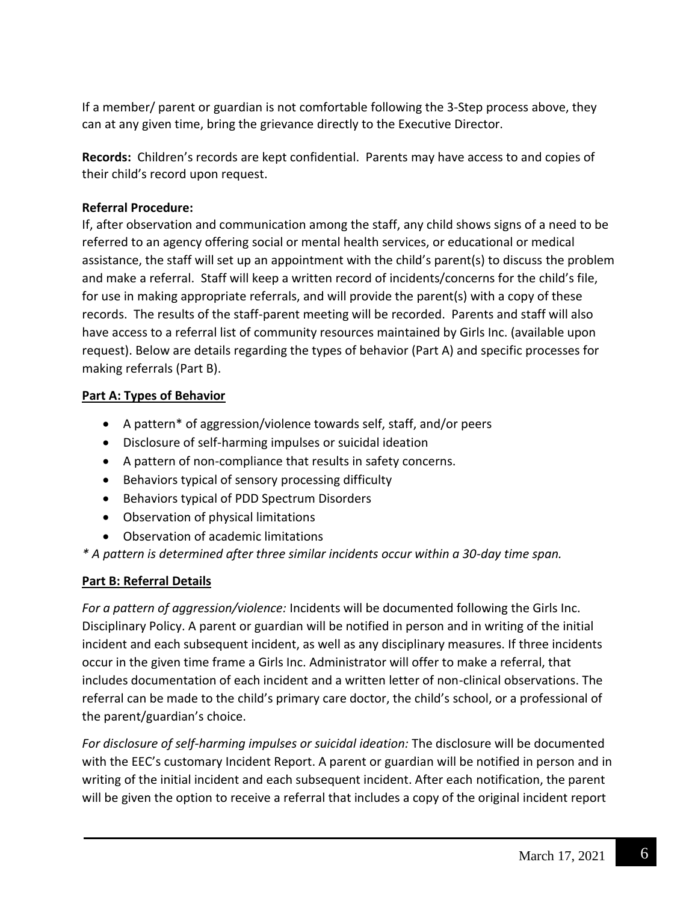If a member/ parent or guardian is not comfortable following the 3-Step process above, they can at any given time, bring the grievance directly to the Executive Director.

**Records:** Children's records are kept confidential. Parents may have access to and copies of their child's record upon request.

**Referral Procedure:**

If, after observation and communication among the staff, any child shows signs of a need to be referred to an agency offering social or mental health services, or educational or medical assistance, the staff will set up an appointment with the child's parent(s) to discuss the problem and make a referral. Staff will keep a written record of incidents/concerns for the child's file, for use in making appropriate referrals, and will provide the parent(s) with a copy of these records. The results of the staff-parent meeting will be recorded. Parents and staff will also have access to a referral list of community resources maintained by Girls Inc. (available upon request). Below are details regarding the types of behavior (Part A) and specific processes for making referrals (Part B).

**Part A: Types of Behavior**

- A pattern* of aggression/violence towards self, staff, and/or peers
- Disclosure of self-harming impulses or suicidal ideation
- A pattern of non-compliance that results in safety concerns.
- Behaviors typical of sensory processing difficulty
- Behaviors typical of PDD Spectrum Disorders
- Observation of physical limitations
- Observation of academic limitations

*\* A pattern is determined after three similar incidents occur within a 30-day time span.*

**Part B: Referral Details**

*For a pattern of aggression/violence:* Incidents will be documented following the Girls Inc. Disciplinary Policy. A parent or guardian will be notified in person and in writing of the initial incident and each subsequent incident, as well as any disciplinary measures. If three incidents occur in the given time frame a Girls Inc. Administrator will offer to make a referral, that includes documentation of each incident and a written letter of non-clinical observations. The referral can be made to the child's primary care doctor, the child's school, or a professional of the parent/guardian's choice.

*For disclosure of self-harming impulses or suicidal ideation:* The disclosure will be documented with the EEC's customary Incident Report. A parent or guardian will be notified in person and in writing of the initial incident and each subsequent incident. After each notification, the parent will be given the option to receive a referral that includes a copy of the original incident report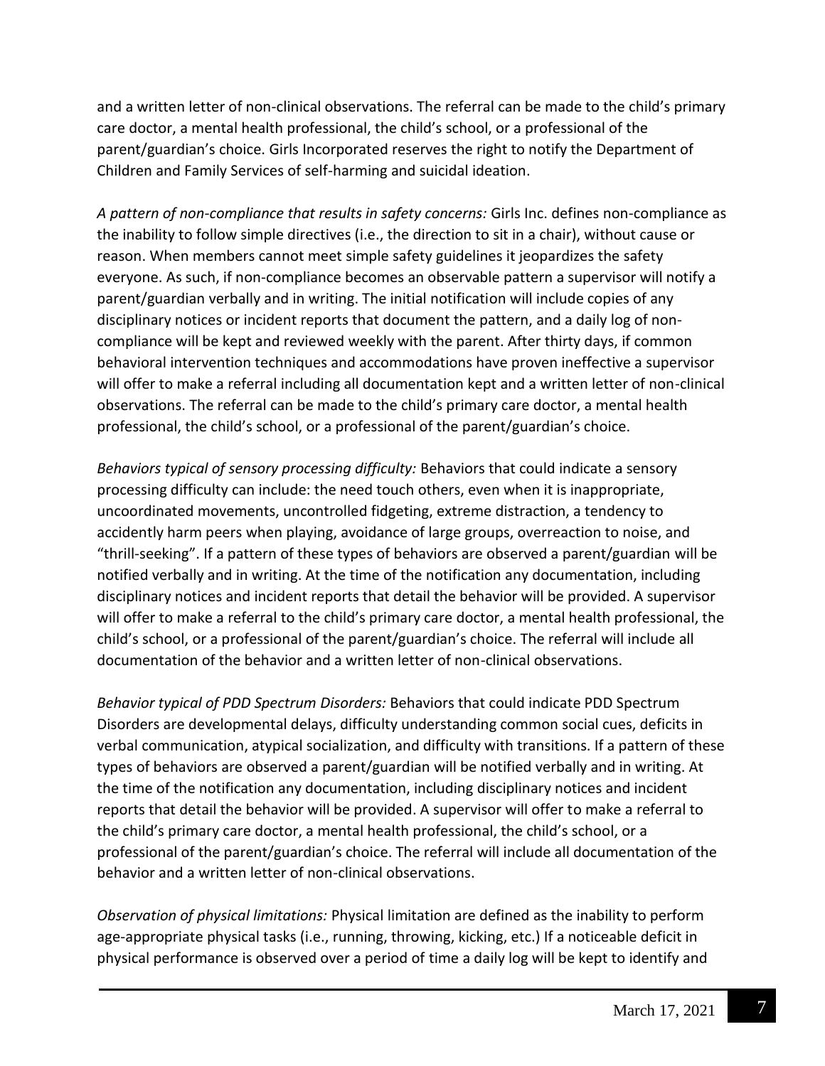and a written letter of non-clinical observations. The referral can be made to the child's primary care doctor, a mental health professional, the child's school, or a professional of the parent/guardian's choice. Girls Incorporated reserves the right to notify the Department of Children and Family Services of self-harming and suicidal ideation.

*A pattern of non-compliance that results in safety concerns:* Girls Inc. defines non-compliance as the inability to follow simple directives (i.e., the direction to sit in a chair), without cause or reason. When members cannot meet simple safety guidelines it jeopardizes the safety everyone. As such, if non-compliance becomes an observable pattern a supervisor will notify a parent/guardian verbally and in writing. The initial notification will include copies of any disciplinary notices or incident reports that document the pattern, and a daily log of non-compliance will be kept and reviewed weekly with the parent. After thirty days, if common behavioral intervention techniques and accommodations have proven ineffective a supervisor will offer to make a referral including all documentation kept and a written letter of non-clinical observations. The referral can be made to the child's primary care doctor, a mental health professional, the child's school, or a professional of the parent/guardian's choice.

*Behaviors typical of sensory processing difficulty:* Behaviors that could indicate a sensory processing difficulty can include: the need touch others, even when it is inappropriate, uncoordinated movements, uncontrolled fidgeting, extreme distraction, a tendency to accidently harm peers when playing, avoidance of large groups, overreaction to noise, and "thrill-seeking". If a pattern of these types of behaviors are observed a parent/guardian will be notified verbally and in writing. At the time of the notification any documentation, including disciplinary notices and incident reports that detail the behavior will be provided. A supervisor will offer to make a referral to the child's primary care doctor, a mental health professional, the child's school, or a professional of the parent/guardian's choice. The referral will include all documentation of the behavior and a written letter of non-clinical observations.

*Behavior typical of PDD Spectrum Disorders:* Behaviors that could indicate PDD Spectrum Disorders are developmental delays, difficulty understanding common social cues, deficits in verbal communication, atypical socialization, and difficulty with transitions. If a pattern of these types of behaviors are observed a parent/guardian will be notified verbally and in writing. At the time of the notification any documentation, including disciplinary notices and incident reports that detail the behavior will be provided. A supervisor will offer to make a referral to the child's primary care doctor, a mental health professional, the child's school, or a professional of the parent/guardian's choice. The referral will include all documentation of the behavior and a written letter of non-clinical observations.

*Observation of physical limitations:* Physical limitation are defined as the inability to perform age-appropriate physical tasks (i.e., running, throwing, kicking, etc.) If a noticeable deficit in physical performance is observed over a period of time a daily log will be kept to identify and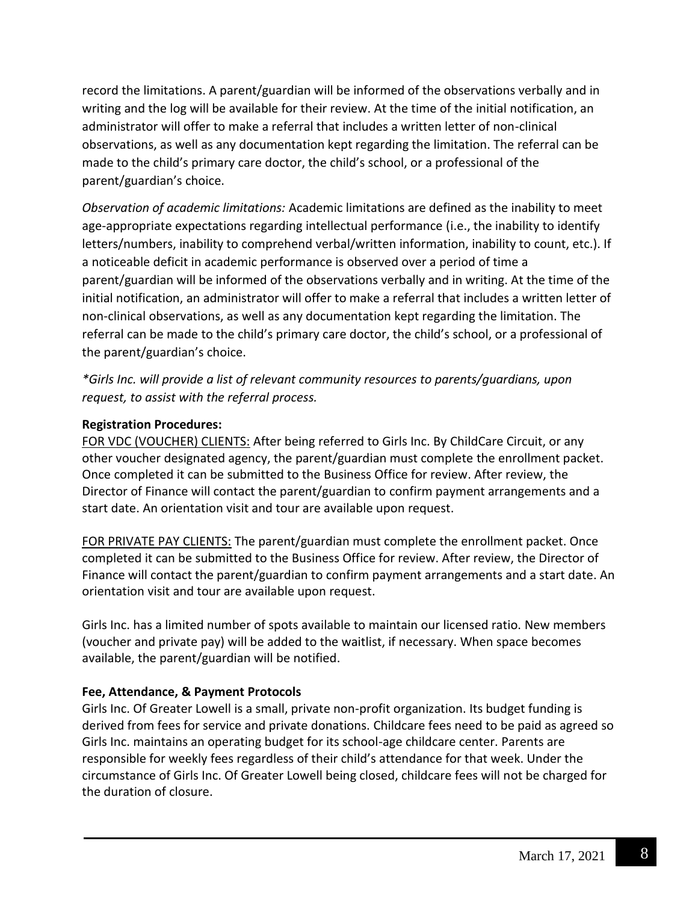record the limitations. A parent/guardian will be informed of the observations verbally and in writing and the log will be available for their review. At the time of the initial notification, an administrator will offer to make a referral that includes a written letter of non-clinical observations, as well as any documentation kept regarding the limitation. The referral can be made to the child's primary care doctor, the child's school, or a professional of the parent/guardian's choice.

*Observation of academic limitations:* Academic limitations are defined as the inability to meet age-appropriate expectations regarding intellectual performance (i.e., the inability to identify letters/numbers, inability to comprehend verbal/written information, inability to count, etc.). If a noticeable deficit in academic performance is observed over a period of time a parent/guardian will be informed of the observations verbally and in writing. At the time of the initial notification, an administrator will offer to make a referral that includes a written letter of non-clinical observations, as well as any documentation kept regarding the limitation. The referral can be made to the child's primary care doctor, the child's school, or a professional of the parent/guardian's choice.

*\*Girls Inc. will provide a list of relevant community resources to parents/guardians, upon request, to assist with the referral process.*

**Registration Procedures:**

<u>FOR VDC (VOUCHER) CLIENTS:</u> After being referred to Girls Inc. By ChildCare Circuit, or any other voucher designated agency, the parent/guardian must complete the enrollment packet. Once completed it can be submitted to the Business Office for review. After review, the Director of Finance will contact the parent/guardian to confirm payment arrangements and a start date. An orientation visit and tour are available upon request.

<u>FOR PRIVATE PAY CLIENTS:</u> The parent/guardian must complete the enrollment packet. Once completed it can be submitted to the Business Office for review. After review, the Director of Finance will contact the parent/guardian to confirm payment arrangements and a start date. An orientation visit and tour are available upon request.

Girls Inc. has a limited number of spots available to maintain our licensed ratio. New members (voucher and private pay) will be added to the waitlist, if necessary. When space becomes available, the parent/guardian will be notified.

**Fee, Attendance, & Payment Protocols**

Girls Inc. Of Greater Lowell is a small, private non-profit organization. Its budget funding is derived from fees for service and private donations. Childcare fees need to be paid as agreed so Girls Inc. maintains an operating budget for its school-age childcare center. Parents are responsible for weekly fees regardless of their child's attendance for that week. Under the circumstance of Girls Inc. Of Greater Lowell being closed, childcare fees will not be charged for the duration of closure.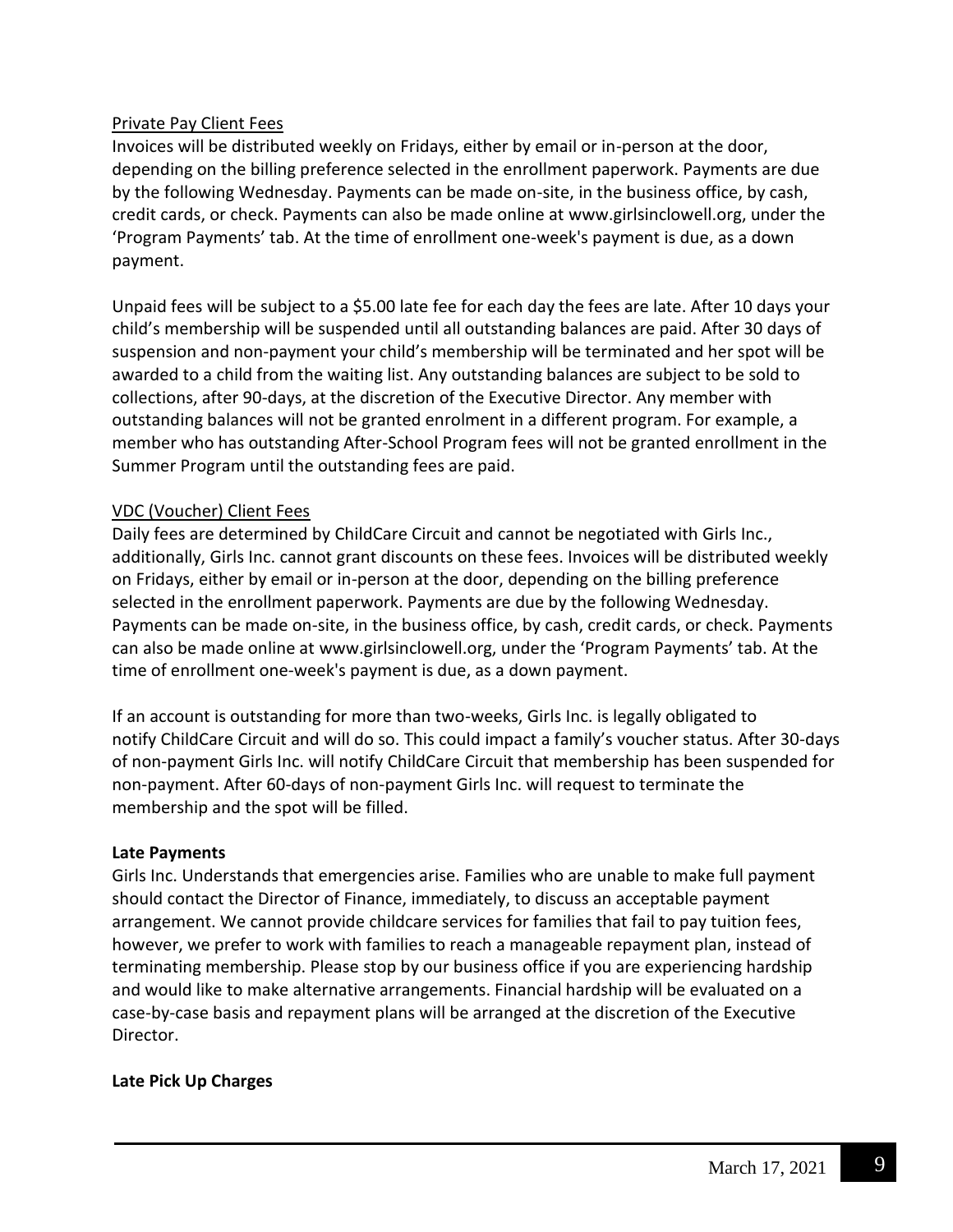Private Pay Client Fees

Invoices will be distributed weekly on Fridays, either by email or in-person at the door, depending on the billing preference selected in the enrollment paperwork. Payments are due by the following Wednesday. Payments can be made on-site, in the business office, by cash, credit cards, or check. Payments can also be made online at www.girlsinclowell.org, under the 'Program Payments' tab. At the time of enrollment one-week's payment is due, as a down payment.

Unpaid fees will be subject to a $5.00 late fee for each day the fees are late. After 10 days your child's membership will be suspended until all outstanding balances are paid. After 30 days of suspension and non-payment your child's membership will be terminated and her spot will be awarded to a child from the waiting list. Any outstanding balances are subject to be sold to collections, after 90-days, at the discretion of the Executive Director. Any member with outstanding balances will not be granted enrolment in a different program. For example, a member who has outstanding After-School Program fees will not be granted enrollment in the Summer Program until the outstanding fees are paid.

VDC (Voucher) Client Fees

Daily fees are determined by ChildCare Circuit and cannot be negotiated with Girls Inc., additionally, Girls Inc. cannot grant discounts on these fees. Invoices will be distributed weekly on Fridays, either by email or in-person at the door, depending on the billing preference selected in the enrollment paperwork. Payments are due by the following Wednesday. Payments can be made on-site, in the business office, by cash, credit cards, or check. Payments can also be made online at www.girlsinclowell.org, under the 'Program Payments' tab. At the time of enrollment one-week's payment is due, as a down payment.

If an account is outstanding for more than two-weeks, Girls Inc. is legally obligated to notify ChildCare Circuit and will do so. This could impact a family's voucher status. After 30-days of non-payment Girls Inc. will notify ChildCare Circuit that membership has been suspended for non-payment. After 60-days of non-payment Girls Inc. will request to terminate the membership and the spot will be filled.

**Late Payments**

Girls Inc. Understands that emergencies arise. Families who are unable to make full payment should contact the Director of Finance, immediately, to discuss an acceptable payment arrangement. We cannot provide childcare services for families that fail to pay tuition fees, however, we prefer to work with families to reach a manageable repayment plan, instead of terminating membership. Please stop by our business office if you are experiencing hardship and would like to make alternative arrangements. Financial hardship will be evaluated on a case-by-case basis and repayment plans will be arranged at the discretion of the Executive Director.

**Late Pick Up Charges**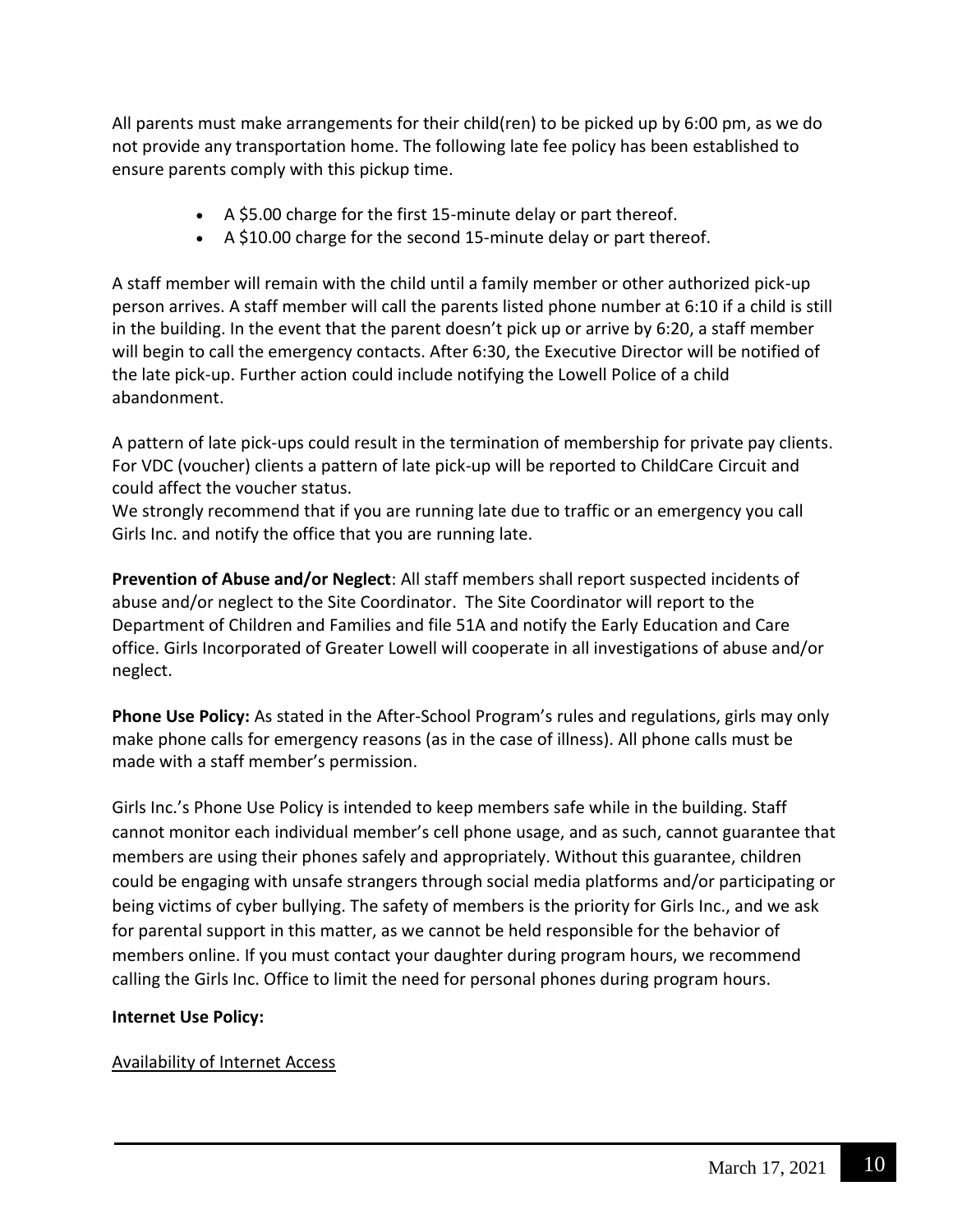All parents must make arrangements for their child(ren) to be picked up by 6:00 pm, as we do not provide any transportation home. The following late fee policy has been established to ensure parents comply with this pickup time.

- A $5.00 charge for the first 15-minute delay or part thereof.
- A $10.00 charge for the second 15-minute delay or part thereof.

A staff member will remain with the child until a family member or other authorized pick-up person arrives. A staff member will call the parents listed phone number at 6:10 if a child is still in the building. In the event that the parent doesn't pick up or arrive by 6:20, a staff member will begin to call the emergency contacts. After 6:30, the Executive Director will be notified of the late pick-up. Further action could include notifying the Lowell Police of a child abandonment.

A pattern of late pick-ups could result in the termination of membership for private pay clients. For VDC (voucher) clients a pattern of late pick-up will be reported to ChildCare Circuit and could affect the voucher status.
We strongly recommend that if you are running late due to traffic or an emergency you call Girls Inc. and notify the office that you are running late.

**Prevention of Abuse and/or Neglect**: All staff members shall report suspected incidents of abuse and/or neglect to the Site Coordinator. The Site Coordinator will report to the Department of Children and Families and file 51A and notify the Early Education and Care office. Girls Incorporated of Greater Lowell will cooperate in all investigations of abuse and/or neglect.

**Phone Use Policy:** As stated in the After-School Program's rules and regulations, girls may only make phone calls for emergency reasons (as in the case of illness). All phone calls must be made with a staff member's permission.

Girls Inc.'s Phone Use Policy is intended to keep members safe while in the building. Staff cannot monitor each individual member's cell phone usage, and as such, cannot guarantee that members are using their phones safely and appropriately. Without this guarantee, children could be engaging with unsafe strangers through social media platforms and/or participating or being victims of cyber bullying. The safety of members is the priority for Girls Inc., and we ask for parental support in this matter, as we cannot be held responsible for the behavior of members online. If you must contact your daughter during program hours, we recommend calling the Girls Inc. Office to limit the need for personal phones during program hours.

**Internet Use Policy:**

<u>Availability of Internet Access</u>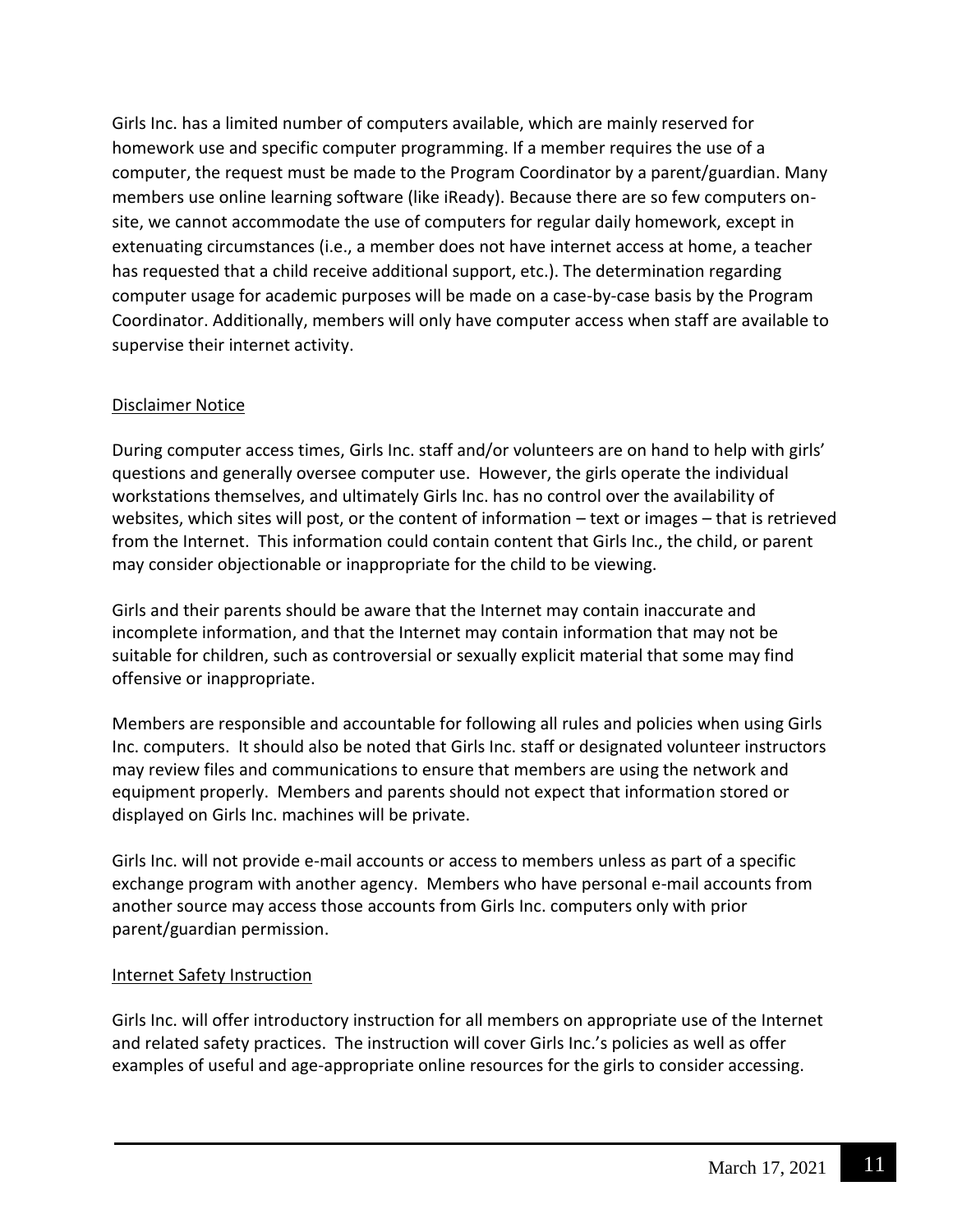Girls Inc. has a limited number of computers available, which are mainly reserved for homework use and specific computer programming. If a member requires the use of a computer, the request must be made to the Program Coordinator by a parent/guardian. Many members use online learning software (like iReady). Because there are so few computers on-site, we cannot accommodate the use of computers for regular daily homework, except in extenuating circumstances (i.e., a member does not have internet access at home, a teacher has requested that a child receive additional support, etc.). The determination regarding computer usage for academic purposes will be made on a case-by-case basis by the Program Coordinator. Additionally, members will only have computer access when staff are available to supervise their internet activity.

<u>Disclaimer Notice</u>

During computer access times, Girls Inc. staff and/or volunteers are on hand to help with girls' questions and generally oversee computer use. However, the girls operate the individual workstations themselves, and ultimately Girls Inc. has no control over the availability of websites, which sites will post, or the content of information – text or images – that is retrieved from the Internet. This information could contain content that Girls Inc., the child, or parent may consider objectionable or inappropriate for the child to be viewing.

Girls and their parents should be aware that the Internet may contain inaccurate and incomplete information, and that the Internet may contain information that may not be suitable for children, such as controversial or sexually explicit material that some may find offensive or inappropriate.

Members are responsible and accountable for following all rules and policies when using Girls Inc. computers. It should also be noted that Girls Inc. staff or designated volunteer instructors may review files and communications to ensure that members are using the network and equipment properly. Members and parents should not expect that information stored or displayed on Girls Inc. machines will be private.

Girls Inc. will not provide e-mail accounts or access to members unless as part of a specific exchange program with another agency. Members who have personal e-mail accounts from another source may access those accounts from Girls Inc. computers only with prior parent/guardian permission.

<u>Internet Safety Instruction</u>

Girls Inc. will offer introductory instruction for all members on appropriate use of the Internet and related safety practices. The instruction will cover Girls Inc.'s policies as well as offer examples of useful and age-appropriate online resources for the girls to consider accessing.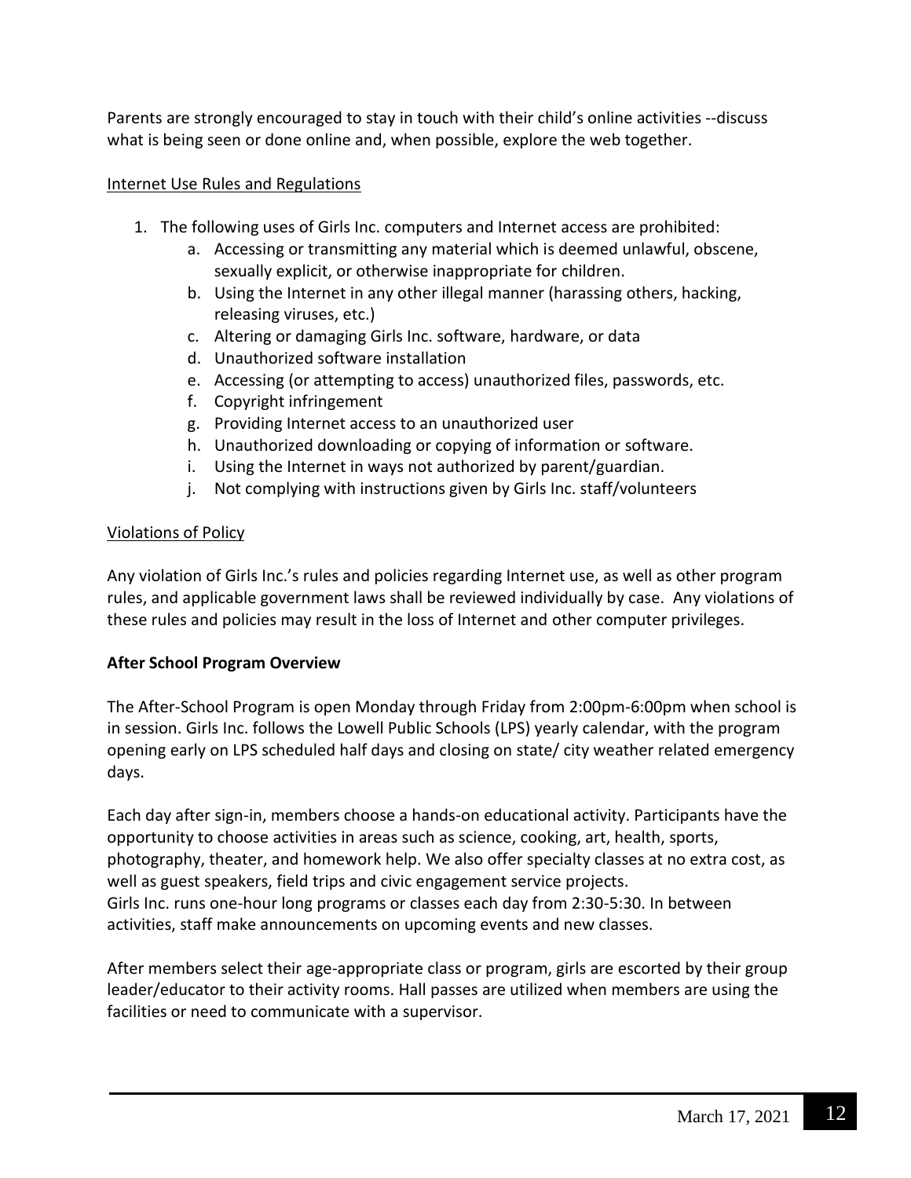Parents are strongly encouraged to stay in touch with their child's online activities --discuss what is being seen or done online and, when possible, explore the web together.

Internet Use Rules and Regulations

1. The following uses of Girls Inc. computers and Internet access are prohibited:
    a. Accessing or transmitting any material which is deemed unlawful, obscene, sexually explicit, or otherwise inappropriate for children.
    b. Using the Internet in any other illegal manner (harassing others, hacking, releasing viruses, etc.)
    c. Altering or damaging Girls Inc. software, hardware, or data
    d. Unauthorized software installation
    e. Accessing (or attempting to access) unauthorized files, passwords, etc.
    f. Copyright infringement
    g. Providing Internet access to an unauthorized user
    h. Unauthorized downloading or copying of information or software.
    i. Using the Internet in ways not authorized by parent/guardian.
    j. Not complying with instructions given by Girls Inc. staff/volunteers

Violations of Policy

Any violation of Girls Inc.'s rules and policies regarding Internet use, as well as other program rules, and applicable government laws shall be reviewed individually by case. Any violations of these rules and policies may result in the loss of Internet and other computer privileges.

**After School Program Overview**

The After-School Program is open Monday through Friday from 2:00pm-6:00pm when school is in session. Girls Inc. follows the Lowell Public Schools (LPS) yearly calendar, with the program opening early on LPS scheduled half days and closing on state/ city weather related emergency days.

Each day after sign-in, members choose a hands-on educational activity. Participants have the opportunity to choose activities in areas such as science, cooking, art, health, sports, photography, theater, and homework help. We also offer specialty classes at no extra cost, as well as guest speakers, field trips and civic engagement service projects.
Girls Inc. runs one-hour long programs or classes each day from 2:30-5:30. In between activities, staff make announcements on upcoming events and new classes.

After members select their age-appropriate class or program, girls are escorted by their group leader/educator to their activity rooms. Hall passes are utilized when members are using the facilities or need to communicate with a supervisor.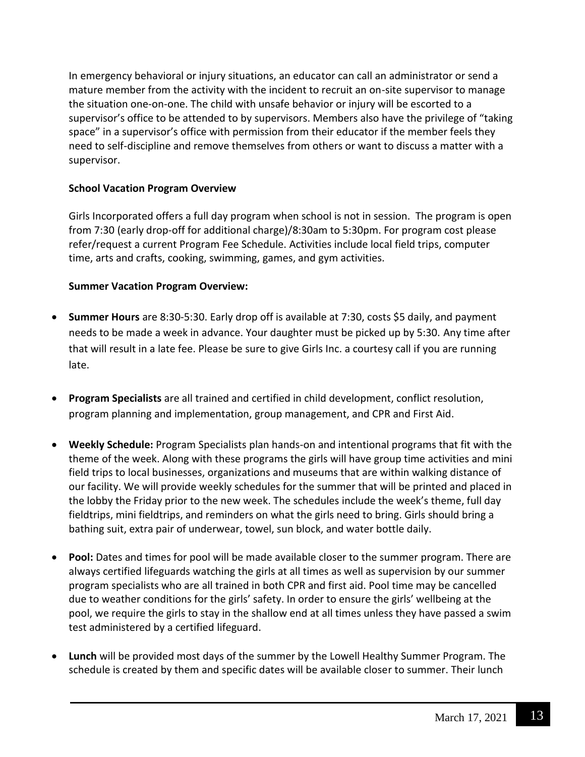In emergency behavioral or injury situations, an educator can call an administrator or send a mature member from the activity with the incident to recruit an on-site supervisor to manage the situation one-on-one. The child with unsafe behavior or injury will be escorted to a supervisor's office to be attended to by supervisors. Members also have the privilege of "taking space" in a supervisor's office with permission from their educator if the member feels they need to self-discipline and remove themselves from others or want to discuss a matter with a supervisor.

**School Vacation Program Overview**

Girls Incorporated offers a full day program when school is not in session. The program is open from 7:30 (early drop-off for additional charge)/8:30am to 5:30pm. For program cost please refer/request a current Program Fee Schedule. Activities include local field trips, computer time, arts and crafts, cooking, swimming, games, and gym activities.

**Summer Vacation Program Overview:**

- **Summer Hours** are 8:30-5:30. Early drop off is available at 7:30, costs $5 daily, and payment needs to be made a week in advance. Your daughter must be picked up by 5:30. Any time after that will result in a late fee. Please be sure to give Girls Inc. a courtesy call if you are running late.
- **Program Specialists** are all trained and certified in child development, conflict resolution, program planning and implementation, group management, and CPR and First Aid.
- **Weekly Schedule:** Program Specialists plan hands-on and intentional programs that fit with the theme of the week. Along with these programs the girls will have group time activities and mini field trips to local businesses, organizations and museums that are within walking distance of our facility. We will provide weekly schedules for the summer that will be printed and placed in the lobby the Friday prior to the new week. The schedules include the week's theme, full day fieldtrips, mini fieldtrips, and reminders on what the girls need to bring. Girls should bring a bathing suit, extra pair of underwear, towel, sun block, and water bottle daily.
- **Pool:** Dates and times for pool will be made available closer to the summer program. There are always certified lifeguards watching the girls at all times as well as supervision by our summer program specialists who are all trained in both CPR and first aid. Pool time may be cancelled due to weather conditions for the girls' safety. In order to ensure the girls' wellbeing at the pool, we require the girls to stay in the shallow end at all times unless they have passed a swim test administered by a certified lifeguard.
- **Lunch** will be provided most days of the summer by the Lowell Healthy Summer Program. The schedule is created by them and specific dates will be available closer to summer. Their lunch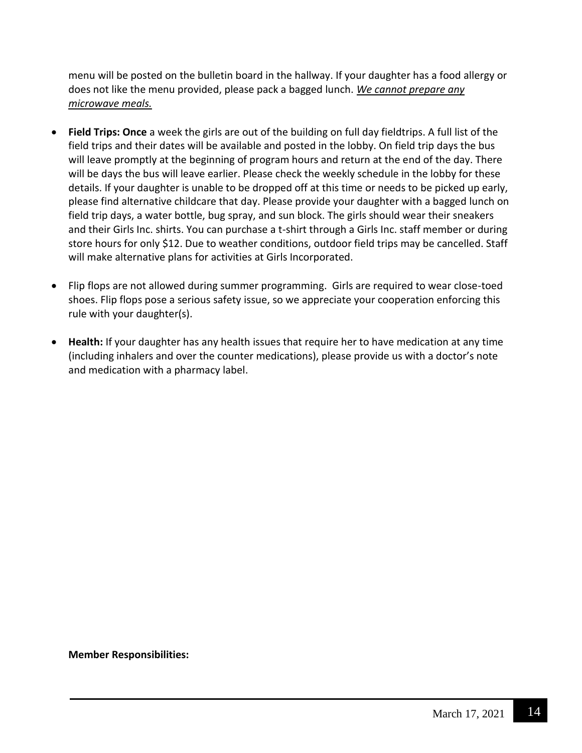menu will be posted on the bulletin board in the hallway. If your daughter has a food allergy or does not like the menu provided, please pack a bagged lunch. ***We cannot prepare any microwave meals.***

- **Field Trips: Once** a week the girls are out of the building on full day fieldtrips. A full list of the field trips and their dates will be available and posted in the lobby. On field trip days the bus will leave promptly at the beginning of program hours and return at the end of the day. There will be days the bus will leave earlier. Please check the weekly schedule in the lobby for these details. If your daughter is unable to be dropped off at this time or needs to be picked up early, please find alternative childcare that day. Please provide your daughter with a bagged lunch on field trip days, a water bottle, bug spray, and sun block. The girls should wear their sneakers and their Girls Inc. shirts. You can purchase a t-shirt through a Girls Inc. staff member or during store hours for only $12. Due to weather conditions, outdoor field trips may be cancelled. Staff will make alternative plans for activities at Girls Incorporated.

- Flip flops are not allowed during summer programming. Girls are required to wear close-toed shoes. Flip flops pose a serious safety issue, so we appreciate your cooperation enforcing this rule with your daughter(s).

- **Health:** If your daughter has any health issues that require her to have medication at any time (including inhalers and over the counter medications), please provide us with a doctor's note and medication with a pharmacy label.

**Member Responsibilities:**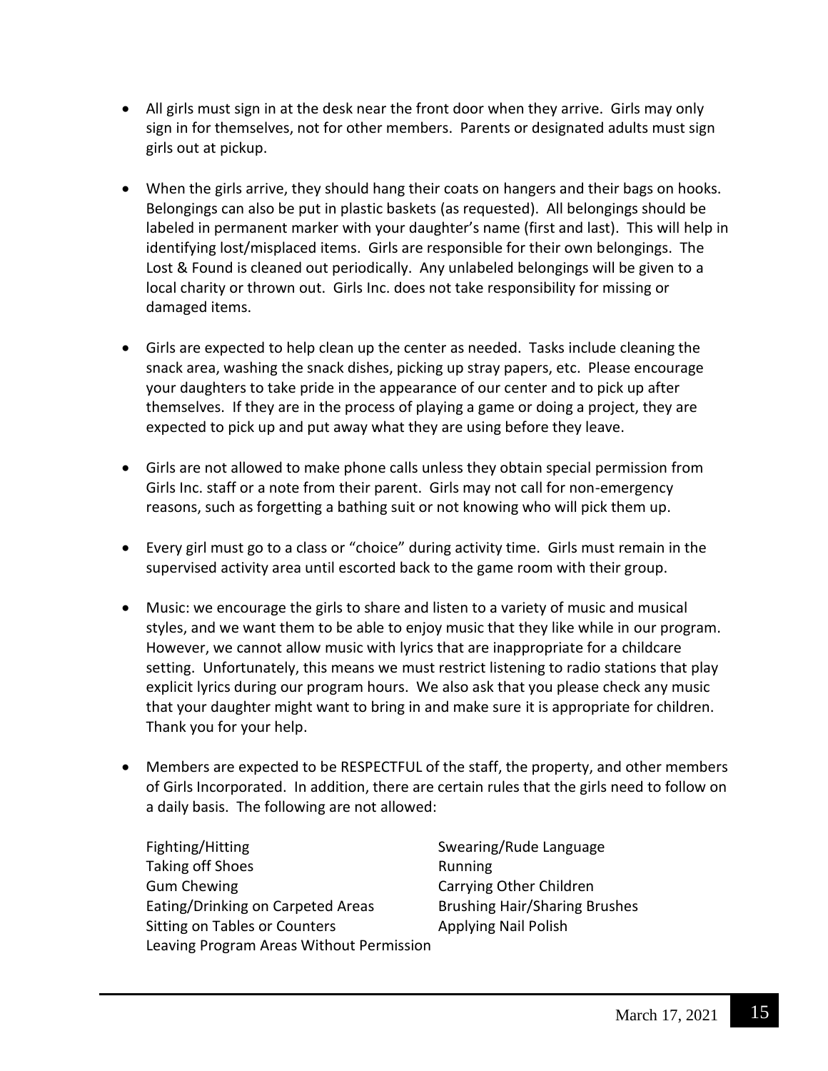- All girls must sign in at the desk near the front door when they arrive. Girls may only sign in for themselves, not for other members. Parents or designated adults must sign girls out at pickup.

- When the girls arrive, they should hang their coats on hangers and their bags on hooks. Belongings can also be put in plastic baskets (as requested). All belongings should be labeled in permanent marker with your daughter's name (first and last). This will help in identifying lost/misplaced items. Girls are responsible for their own belongings. The Lost & Found is cleaned out periodically. Any unlabeled belongings will be given to a local charity or thrown out. Girls Inc. does not take responsibility for missing or damaged items.

- Girls are expected to help clean up the center as needed. Tasks include cleaning the snack area, washing the snack dishes, picking up stray papers, etc. Please encourage your daughters to take pride in the appearance of our center and to pick up after themselves. If they are in the process of playing a game or doing a project, they are expected to pick up and put away what they are using before they leave.

- Girls are not allowed to make phone calls unless they obtain special permission from Girls Inc. staff or a note from their parent. Girls may not call for non-emergency reasons, such as forgetting a bathing suit or not knowing who will pick them up.

- Every girl must go to a class or "choice" during activity time. Girls must remain in the supervised activity area until escorted back to the game room with their group.

- Music: we encourage the girls to share and listen to a variety of music and musical styles, and we want them to be able to enjoy music that they like while in our program. However, we cannot allow music with lyrics that are inappropriate for a childcare setting. Unfortunately, this means we must restrict listening to radio stations that play explicit lyrics during our program hours. We also ask that you please check any music that your daughter might want to bring in and make sure it is appropriate for children. Thank you for your help.

- Members are expected to be RESPECTFUL of the staff, the property, and other members of Girls Incorporated. In addition, there are certain rules that the girls need to follow on a daily basis. The following are not allowed:

  Fighting/Hitting  
  Swearing/Rude Language  
  Taking off Shoes  
  Running  
  Gum Chewing  
  Carrying Other Children  
  Eating/Drinking on Carpeted Areas  
  Brushing Hair/Sharing Brushes  
  Sitting on Tables or Counters  
  Applying Nail Polish  
  Leaving Program Areas Without Permission

March 17, 2021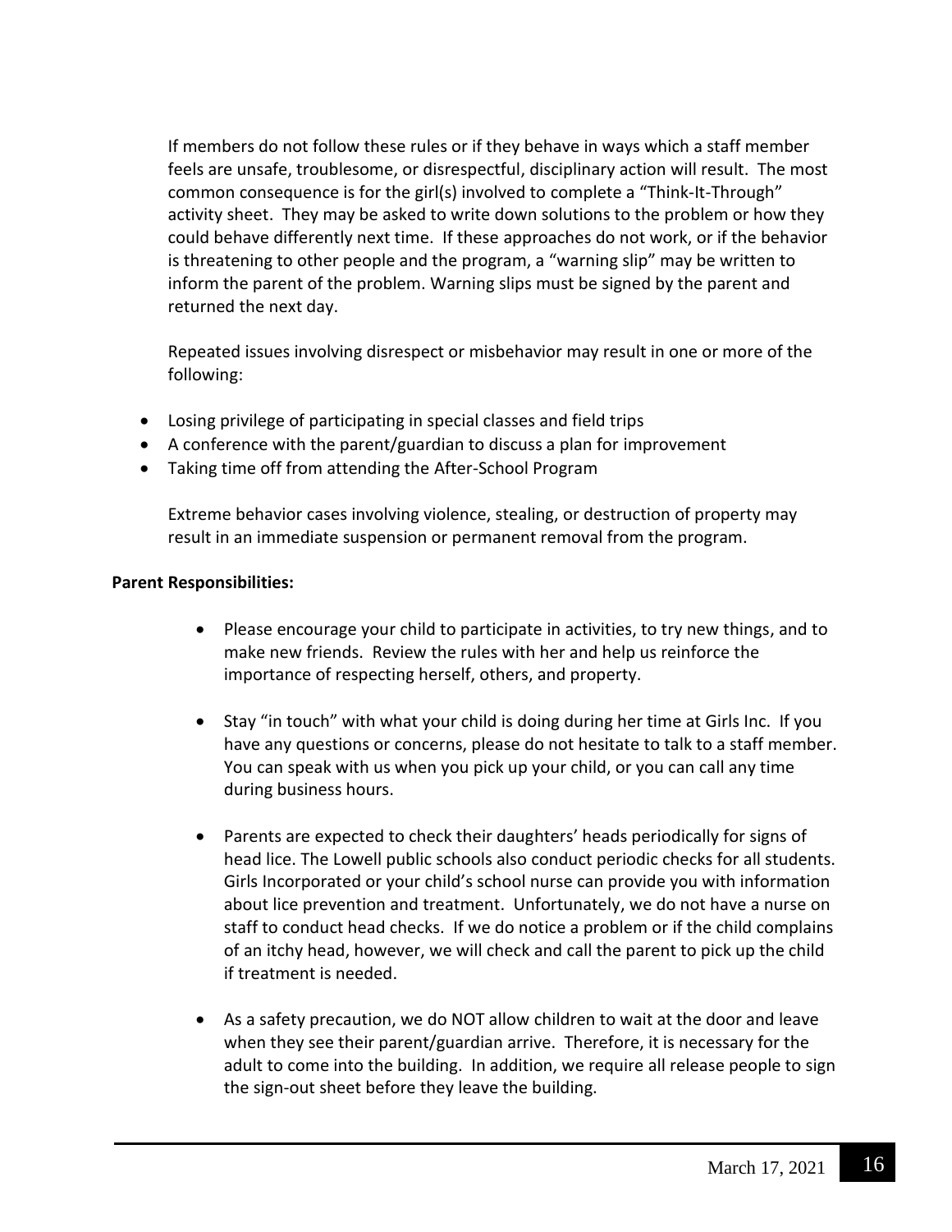If members do not follow these rules or if they behave in ways which a staff member feels are unsafe, troublesome, or disrespectful, disciplinary action will result. The most common consequence is for the girl(s) involved to complete a "Think-It-Through" activity sheet. They may be asked to write down solutions to the problem or how they could behave differently next time. If these approaches do not work, or if the behavior is threatening to other people and the program, a "warning slip" may be written to inform the parent of the problem. Warning slips must be signed by the parent and returned the next day.

Repeated issues involving disrespect or misbehavior may result in one or more of the following:

- Losing privilege of participating in special classes and field trips
- A conference with the parent/guardian to discuss a plan for improvement
- Taking time off from attending the After-School Program

Extreme behavior cases involving violence, stealing, or destruction of property may result in an immediate suspension or permanent removal from the program.

**Parent Responsibilities:**

- Please encourage your child to participate in activities, to try new things, and to make new friends. Review the rules with her and help us reinforce the importance of respecting herself, others, and property.

- Stay "in touch" with what your child is doing during her time at Girls Inc. If you have any questions or concerns, please do not hesitate to talk to a staff member. You can speak with us when you pick up your child, or you can call any time during business hours.

- Parents are expected to check their daughters' heads periodically for signs of head lice. The Lowell public schools also conduct periodic checks for all students. Girls Incorporated or your child's school nurse can provide you with information about lice prevention and treatment. Unfortunately, we do not have a nurse on staff to conduct head checks. If we do notice a problem or if the child complains of an itchy head, however, we will check and call the parent to pick up the child if treatment is needed.

- As a safety precaution, we do NOT allow children to wait at the door and leave when they see their parent/guardian arrive. Therefore, it is necessary for the adult to come into the building. In addition, we require all release people to sign the sign-out sheet before they leave the building.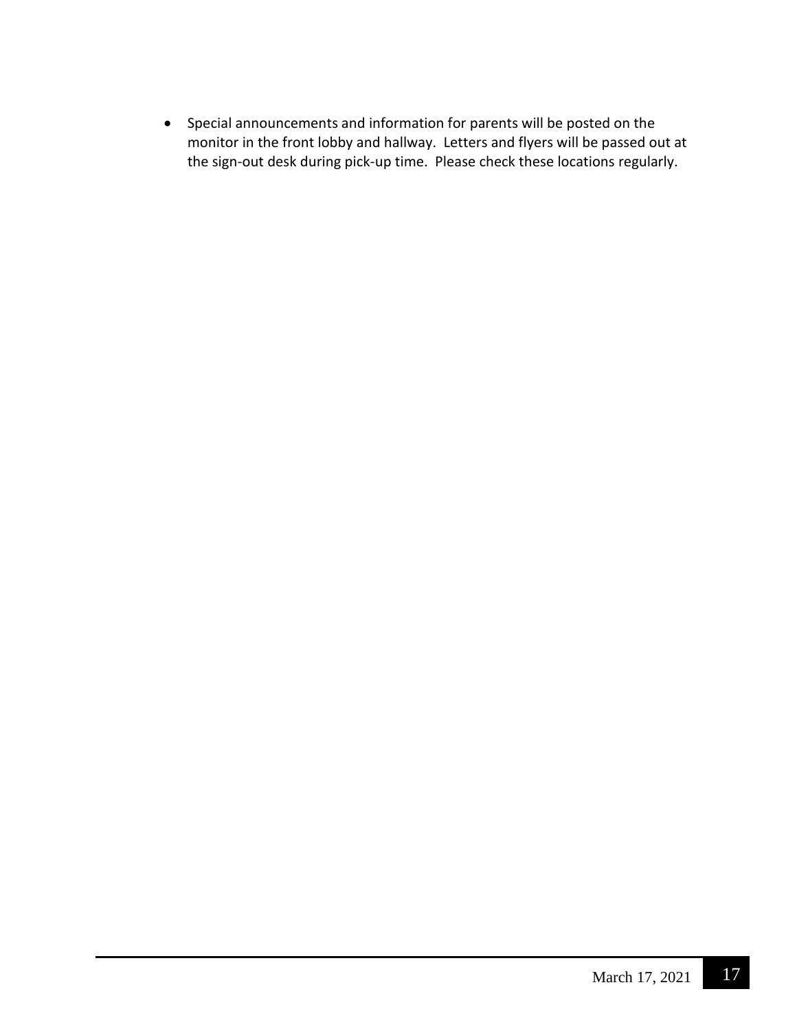- Special announcements and information for parents will be posted on the monitor in the front lobby and hallway. Letters and flyers will be passed out at the sign-out desk during pick-up time. Please check these locations regularly.